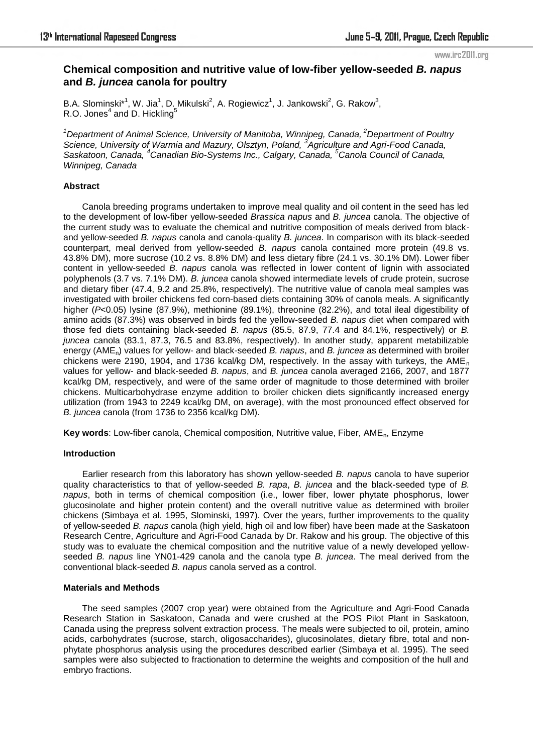# Chemical composition and nutritive value of low-fiber yellow-seeded *B. napus* and *B. juncea* canola for poultry

B.A. Slominski*[1], W. Jia[1], D. Mikulski[2], A. Rogiewicz[1], J. Jankowski[2], G. Rakow[3], R.O. Jones[4] and D. Hickling[5]

*[1]Department of Animal Science, University of Manitoba, Winnipeg, Canada, [2]Department of Poultry Science, University of Warmia and Mazury, Olsztyn, Poland, [3]Agriculture and Agri-Food Canada, Saskatoon, Canada, [4]Canadian Bio-Systems Inc., Calgary, Canada, [5]Canola Council of Canada, Winnipeg, Canada*

### Abstract

Canola breeding programs undertaken to improve meal quality and oil content in the seed has led to the development of low-fiber yellow-seeded *Brassica napus* and *B. juncea* canola. The objective of the current study was to evaluate the chemical and nutritive composition of meals derived from black- and yellow-seeded *B. napus* canola and canola-quality *B. juncea*. In comparison with its black-seeded counterpart, meal derived from yellow-seeded *B. napus* canola contained more protein (49.8 vs. 43.8% DM), more sucrose (10.2 vs. 8.8% DM) and less dietary fibre (24.1 vs. 30.1% DM). Lower fiber content in yellow-seeded *B. napus* canola was reflected in lower content of lignin with associated polyphenols (3.7 vs. 7.1% DM). *B. juncea* canola showed intermediate levels of crude protein, sucrose and dietary fiber (47.4, 9.2 and 25.8%, respectively). The nutritive value of canola meal samples was investigated with broiler chickens fed corn-based diets containing 30% of canola meals. A significantly higher ($P<0.05$) lysine (87.9%), methionine (89.1%), threonine (82.2%), and total ileal digestibility of amino acids (87.3%) was observed in birds fed the yellow-seeded *B. napus* diet when compared with those fed diets containing black-seeded *B. napus* (85.5, 87.9, 77.4 and 84.1%, respectively) or *B. juncea* canola (83.1, 87.3, 76.5 and 83.8%, respectively). In another study, apparent metabilizable energy ($AME_n$) values for yellow- and black-seeded *B. napus*, and *B. juncea* as determined with broiler chickens were 2190, 1904, and 1736 kcal/kg DM, respectively. In the assay with turkeys, the $AME_n$ values for yellow- and black-seeded *B. napus*, and *B. juncea* canola averaged 2166, 2007, and 1877 kcal/kg DM, respectively, and were of the same order of magnitude to those determined with broiler chickens. Multicarbohydrase enzyme addition to broiler chicken diets significantly increased energy utilization (from 1943 to 2249 kcal/kg DM, on average), with the most pronounced effect observed for *B. juncea* canola (from 1736 to 2356 kcal/kg DM).

**Key words**: Low-fiber canola, Chemical composition, Nutritive value, Fiber, $AME_n$, Enzyme

### Introduction

Earlier research from this laboratory has shown yellow-seeded *B. napus* canola to have superior quality characteristics to that of yellow-seeded *B. rapa*, *B. juncea* and the black-seeded type of *B. napus*, both in terms of chemical composition (i.e., lower fiber, lower phytate phosphorus, lower glucosinolate and higher protein content) and the overall nutritive value as determined with broiler chickens (Simbaya et al. 1995, Slominski, 1997). Over the years, further improvements to the quality of yellow-seeded *B. napus* canola (high yield, high oil and low fiber) have been made at the Saskatoon Research Centre, Agriculture and Agri-Food Canada by Dr. Rakow and his group. The objective of this study was to evaluate the chemical composition and the nutritive value of a newly developed yellow-seeded *B. napus* line YN01-429 canola and the canola type *B. juncea*. The meal derived from the conventional black-seeded *B. napus* canola served as a control.

### Materials and Methods

The seed samples (2007 crop year) were obtained from the Agriculture and Agri-Food Canada Research Station in Saskatoon, Canada and were crushed at the POS Pilot Plant in Saskatoon, Canada using the prepress solvent extraction process. The meals were subjected to oil, protein, amino acids, carbohydrates (sucrose, starch, oligosaccharides), glucosinolates, dietary fibre, total and non-phytate phosphorus analysis using the procedures described earlier (Simbaya et al. 1995). The seed samples were also subjected to fractionation to determine the weights and composition of the hull and embryo fractions.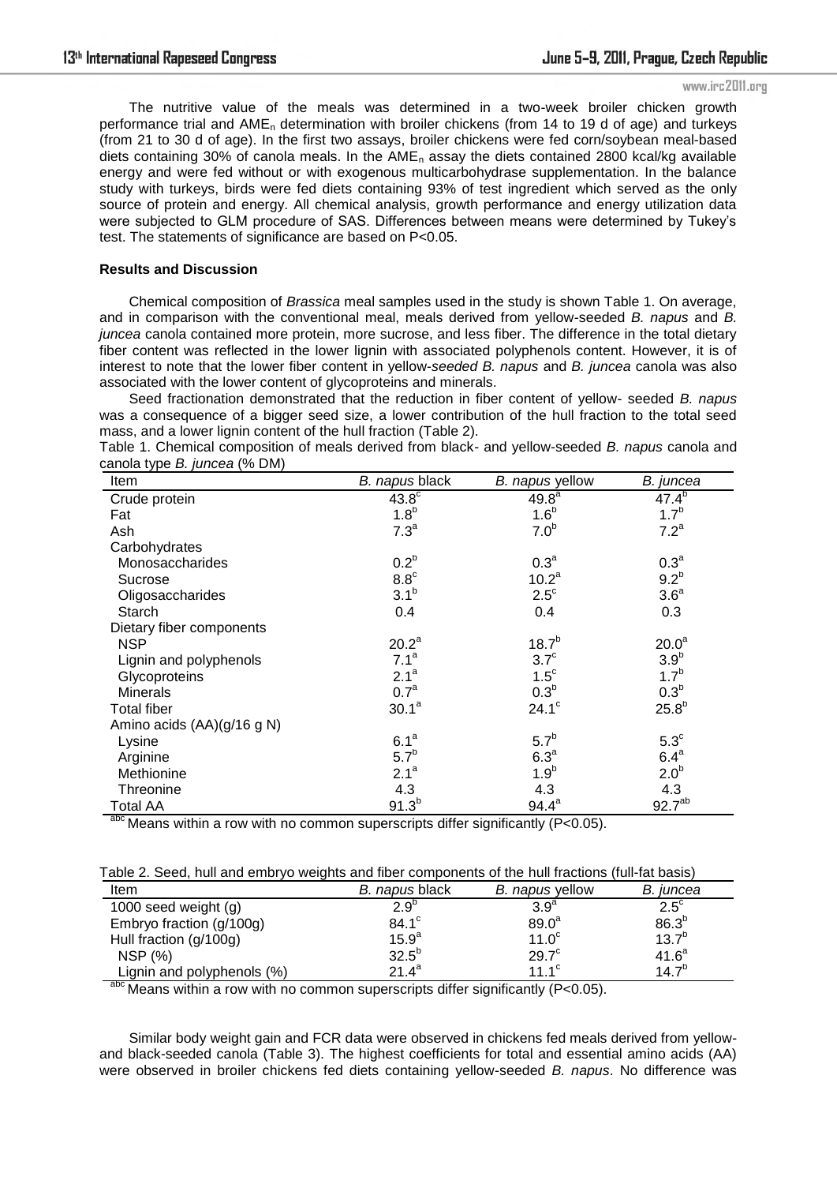The nutritive value of the meals was determined in a two-week broiler chicken growth performance trial and $AME_n$ determination with broiler chickens (from 14 to 19 d of age) and turkeys (from 21 to 30 d of age). In the first two assays, broiler chickens were fed corn/soybean meal-based diets containing 30% of canola meals. In the $AME_n$ assay the diets contained 2800 kcal/kg available energy and were fed without or with exogenous multicarbohydrase supplementation. In the balance study with turkeys, birds were fed diets containing 93% of test ingredient which served as the only source of protein and energy. All chemical analysis, growth performance and energy utilization data were subjected to GLM procedure of SAS. Differences between means were determined by Tukey's test. The statements of significance are based on $P<0.05$.

**Results and Discussion**

Chemical composition of *Brassica* meal samples used in the study is shown Table 1. On average, and in comparison with the conventional meal, meals derived from yellow-seeded *B. napus* and *B. juncea* canola contained more protein, more sucrose, and less fiber. The difference in the total dietary fiber content was reflected in the lower lignin with associated polyphenols content. However, it is of interest to note that the lower fiber content in yellow-*seeded B. napus* and *B. juncea* canola was also associated with the lower content of glycoproteins and minerals.

Seed fractionation demonstrated that the reduction in fiber content of yellow- seeded *B. napus* was a consequence of a bigger seed size, a lower contribution of the hull fraction to the total seed mass, and a lower lignin content of the hull fraction (Table 2).

Table 1. Chemical composition of meals derived from black- and yellow-seeded *B. napus* canola and canola type *B. juncea* (% DM)

| Item | *B. napus* black | *B. napus* yellow | *B. juncea* |
|---|---|---|---|
| Crude protein | $43.8^{c}$ | $49.8^{a}$ | $47.4^{b}$ |
| Fat | $1.8^{b}$ | $1.6^{b}$ | $1.7^{b}$ |
| Ash | $7.3^{a}$ | $7.0^{b}$ | $7.2^{a}$ |
| Carbohydrates | | | |
| Monosaccharides | $0.2^{b}$ | $0.3^{a}$ | $0.3^{a}$ |
| Sucrose | $8.8^{c}$ | $10.2^{a}$ | $9.2^{b}$ |
| Oligosaccharides | $3.1^{b}$ | $2.5^{c}$ | $3.6^{a}$ |
| Starch | 0.4 | 0.4 | 0.3 |
| Dietary fiber components | | | |
| NSP | $20.2^{a}$ | $18.7^{b}$ | $20.0^{a}$ |
| Lignin and polyphenols | $7.1^{a}$ | $3.7^{c}$ | $3.9^{b}$ |
| Glycoproteins | $2.1^{a}$ | $1.5^{c}$ | $1.7^{b}$ |
| Minerals | $0.7^{a}$ | $0.3^{b}$ | $0.3^{b}$ |
| Total fiber | $30.1^{a}$ | $24.1^{c}$ | $25.8^{b}$ |
| Amino acids (AA)(g/16 g N) | | | |
| Lysine | $6.1^{a}$ | $5.7^{b}$ | $5.3^{c}$ |
| Arginine | $5.7^{b}$ | $6.3^{a}$ | $6.4^{a}$ |
| Methionine | $2.1^{a}$ | $1.9^{b}$ | $2.0^{b}$ |
| Threonine | 4.3 | 4.3 | 4.3 |
| Total AA | $91.3^{b}$ | $94.4^{a}$ | $92.7^{ab}$ |

[abc] Means within a row with no common superscripts differ significantly ($P<0.05$).

Table 2. Seed, hull and embryo weights and fiber components of the hull fractions (full-fat basis)

| Item | *B. napus* black | *B. napus* yellow | *B. juncea* |
|---|---|---|---|
| 1000 seed weight (g) | $2.9^{b}$ | $3.9^{a}$ | $2.5^{c}$ |
| Embryo fraction (g/100g) | $84.1^{c}$ | $89.0^{a}$ | $86.3^{b}$ |
| Hull fraction (g/100g) | $15.9^{a}$ | $11.0^{c}$ | $13.7^{b}$ |
| NSP (%) | $32.5^{b}$ | $29.7^{c}$ | $41.6^{a}$ |
| Lignin and polyphenols (%) | $21.4^{a}$ | $11.1^{c}$ | $14.7^{b}$ |

[abc] Means within a row with no common superscripts differ significantly ($P<0.05$).

Similar body weight gain and FCR data were observed in chickens fed meals derived from yellow- and black-seeded canola (Table 3). The highest coefficients for total and essential amino acids (AA) were observed in broiler chickens fed diets containing yellow-seeded *B. napus*. No difference was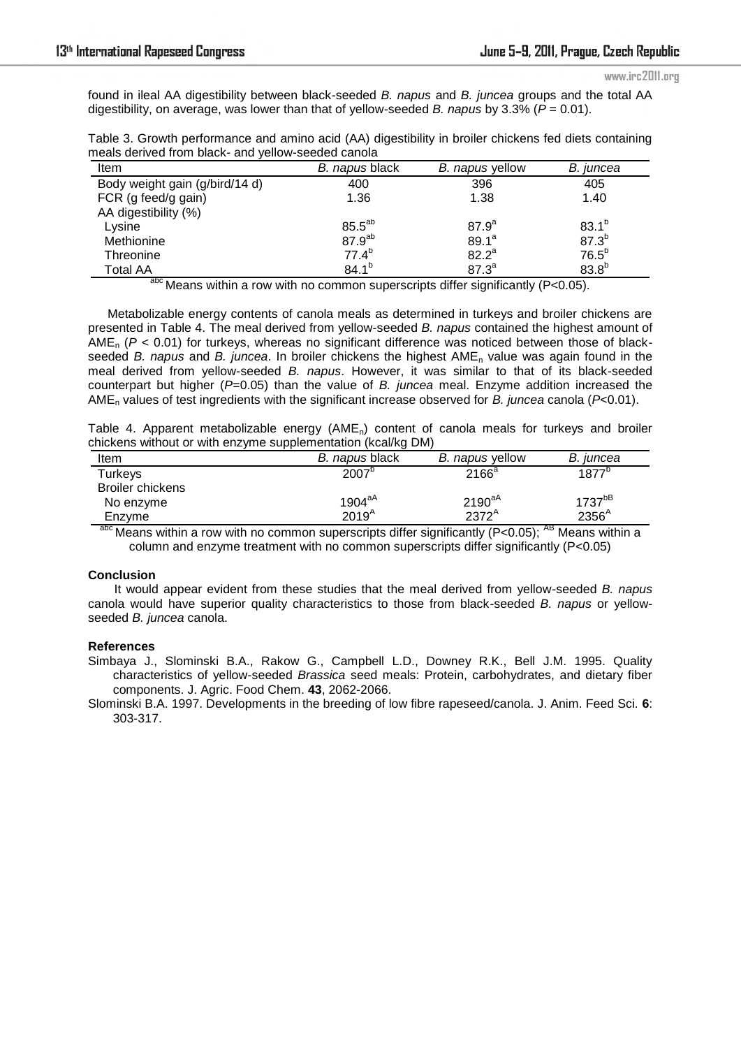found in ileal AA digestibility between black-seeded *B. napus* and *B. juncea* groups and the total AA digestibility, on average, was lower than that of yellow-seeded *B. napus* by 3.3% ($P$ = 0.01).

Table 3. Growth performance and amino acid (AA) digestibility in broiler chickens fed diets containing meals derived from black- and yellow-seeded canola

| Item | *B. napus* black | *B. napus* yellow | *B. juncea* |
|---|---|---|---|
| Body weight gain (g/bird/14 d) | 400 | 396 | 405 |
| FCR (g feed/g gain) | 1.36 | 1.38 | 1.40 |
| AA digestibility (%) | | | |
| Lysine | $85.5^{ab}$ | $87.9^{a}$ | $83.1^{b}$ |
| Methionine | $87.9^{ab}$ | $89.1^{a}$ | $87.3^{b}$ |
| Threonine | $77.4^{b}$ | $82.2^{a}$ | $76.5^{b}$ |
| Total AA | $84.1^{b}$ | $87.3^{a}$ | $83.8^{b}$ |

[abc] Means within a row with no common superscripts differ significantly (P<0.05).

Metabolizable energy contents of canola meals as determined in turkeys and broiler chickens are presented in Table 4. The meal derived from yellow-seeded *B. napus* contained the highest amount of $AME_n$ ($P$ < 0.01) for turkeys, whereas no significant difference was noticed between those of black-seeded *B. napus* and *B. juncea*. In broiler chickens the highest $AME_n$ value was again found in the meal derived from yellow-seeded *B. napus*. However, it was similar to that of its black-seeded counterpart but higher ($P$=0.05) than the value of *B. juncea* meal. Enzyme addition increased the $AME_n$ values of test ingredients with the significant increase observed for *B. juncea* canola ($P$<0.01).

Table 4. Apparent metabolizable energy ($AME_n$) content of canola meals for turkeys and broiler chickens without or with enzyme supplementation (kcal/kg DM)

| Item | *B. napus* black | *B. napus* yellow | *B. juncea* |
|---|---|---|---|
| Turkeys | $2007^{b}$ | $2166^{a}$ | $1877^{b}$ |
| Broiler chickens | | | |
| No enzyme | $1904^{aA}$ | $2190^{aA}$ | $1737^{bB}$ |
| Enzyme | $2019^{A}$ | $2372^{A}$ | $2356^{A}$ |

[abc] Means within a row with no common superscripts differ significantly (P<0.05); [AB] Means within a column and enzyme treatment with no common superscripts differ significantly (P<0.05)

**Conclusion**

It would appear evident from these studies that the meal derived from yellow-seeded *B. napus* canola would have superior quality characteristics to those from black-seeded *B. napus* or yellow-seeded *B. juncea* canola.

**References**

Simbaya J., Slominski B.A., Rakow G., Campbell L.D., Downey R.K., Bell J.M. 1995. Quality characteristics of yellow-seeded *Brassica* seed meals: Protein, carbohydrates, and dietary fiber components. J. Agric. Food Chem. **43**, 2062-2066.

Slominski B.A. 1997. Developments in the breeding of low fibre rapeseed/canola. J. Anim. Feed Sci. **6**: 303-317.